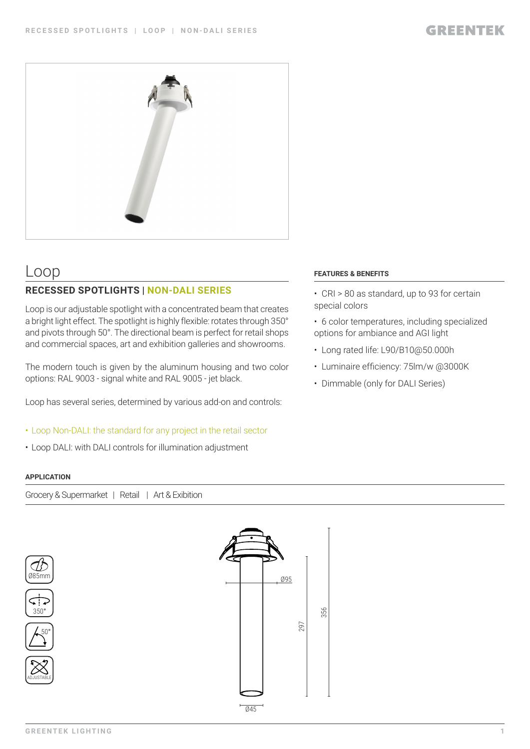# Loop

## RECESSED SPOTLIGHTS | NON-DALI SERIES

Loop is our adjustable spotlight with a concentrated beam that creates a bright light effect. The spotlight is highly flexible: rotates through 350° and pivots through 50°. The directional beam is perfect for retail shops and commercial spaces, art and exhibition galleries and showrooms.

The modern touch is given by the aluminum housing and two color options: RAL 9003 - signal white and RAL 9005 - jet black.

Loop has several series, determined by various add-on and controls:

- Loop Non-DALI: the standard for any project in the retail sector
- Loop DALI: with DALI controls for illumination adjustment

### FEATURES & BENEFITS

- CRI > 80 as standard, up to 93 for certain special colors
- 6 color temperatures, including specialized options for ambiance and AGI light
- Long rated life: L90/B10@50.000h
- Luminaire efficiency: 75lm/w @3000K
- Dimmable (only for DALI Series)

### APPLICATION

Grocery & Supermarket | Retail | Art & Exibition

Ø85mm

350°

50°

ADJUSTABLE

Ø95

297

356

Ø45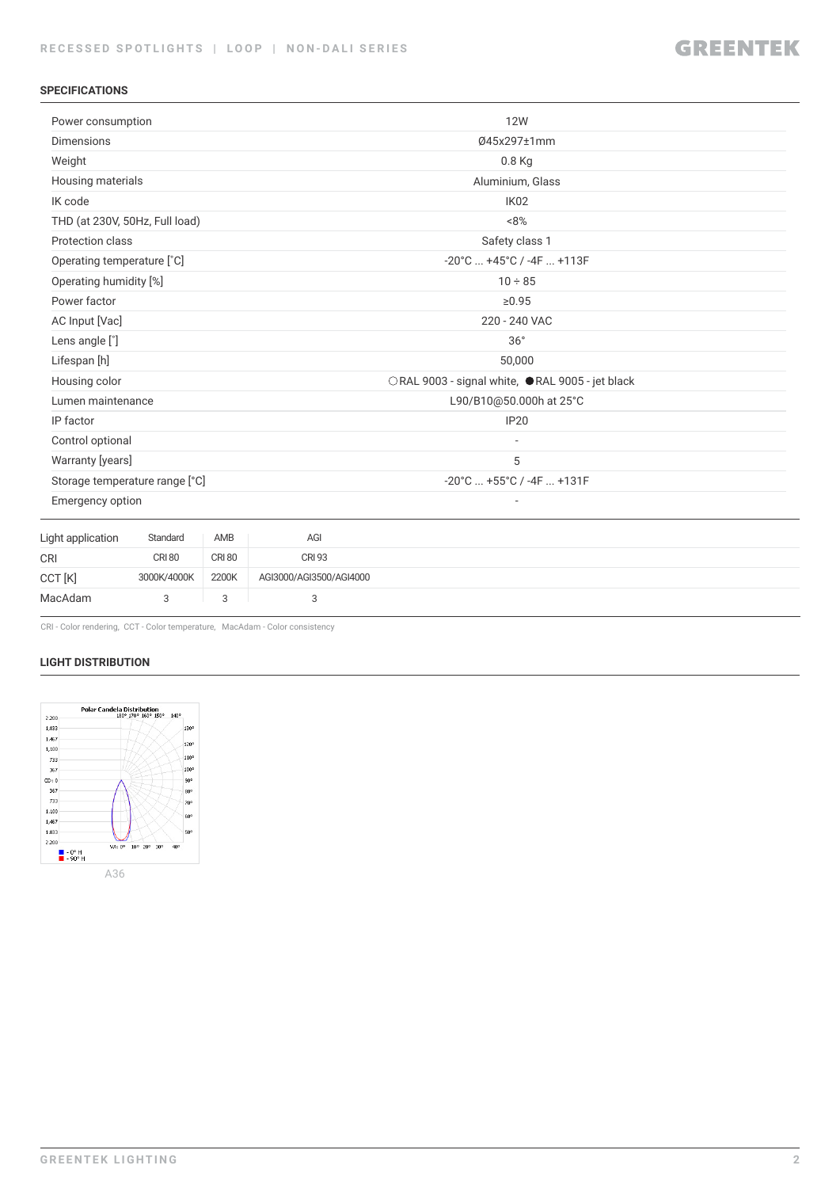## SPECIFICATIONS

| | |
|---|---|
| Power consumption | 12W |
| Dimensions | Ø45x297±1mm |
| Weight | 0.8 Kg |
| Housing materials | Aluminium, Glass |
| IK code | IK02 |
| THD (at 230V, 50Hz, Full load) | <8% |
| Protection class | Safety class 1 |
| Operating temperature [˚C] | -20°C ... +45°C / -4F ... +113F |
| Operating humidity [%] | 10 ÷ 85 |
| Power factor | ≥0.95 |
| AC Input [Vac] | 220 - 240 VAC |
| Lens angle [˚] | 36° |
| Lifespan [h] | 50,000 |
| Housing color | ○RAL 9003 - signal white, ●RAL 9005 - jet black |
| Lumen maintenance | L90/B10@50.000h at 25°C |
| IP factor | IP20 |
| Control optional | - |
| Warranty [years] | 5 |
| Storage temperature range [°C] | -20°C ... +55°C / -4F ... +131F |
| Emergency option | - |

| Light application | Standard | AMB | AGI |
|---|---|---|---|
| CRI | CRI 80 | CRI 80 | CRI 93 |
| CCT [K] | 3000K/4000K | 2200K | AGI3000/AGI3500/AGI4000 |
| MacAdam | 3 | 3 | 3 |

CRI - Color rendering, CCT - Color temperature, MacAdam - Color consistency

## LIGHT DISTRIBUTION

A36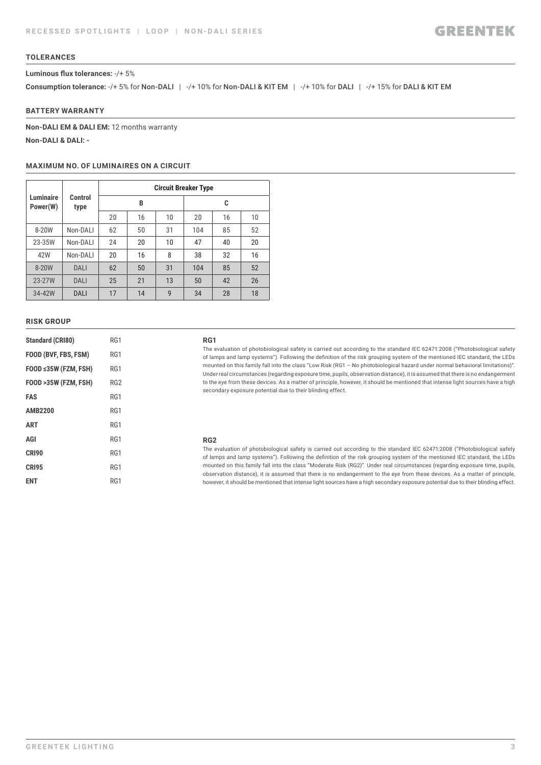## TOLERANCES

**Luminous flux tolerances:** -/+ 5%

**Consumption tolerance:** -/+ 5% for Non-DALI | -/+ 10% for Non-DALI & KIT EM | -/+ 10% for DALI | -/+ 15% for DALI & KIT EM

## BATTERY WARRANTY

**Non-DALI EM & DALI EM:** 12 months warranty

**Non-DALI & DALI:** -

## MAXIMUM NO. OF LUMINAIRES ON A CIRCUIT

| Luminaire Power(W) | Control type | Circuit Breaker Type | | | | | |
|---|---|---|---|---|---|---|---|
| | | B | | | C | | |
| | | 20 | 16 | 10 | 20 | 16 | 10 |
| 8-20W | Non-DALI | 62 | 50 | 31 | 104 | 85 | 52 |
| 23-35W | Non-DALI | 24 | 20 | 10 | 47 | 40 | 20 |
| 42W | Non-DALI | 20 | 16 | 8 | 38 | 32 | 16 |
| 8-20W | DALI | 62 | 50 | 31 | 104 | 85 | 52 |
| 23-27W | DALI | 25 | 21 | 13 | 50 | 42 | 26 |
| 34-42W | DALI | 17 | 14 | 9 | 34 | 28 | 18 |

## RISK GROUP

| | |
|---|---|
| **Standard (CRI80)** | RG1 |
| **FOOD (BVF, FBS, FSM)** | RG1 |
| **FOOD ≤35W (FZM, FSH)** | RG1 |
| **FOOD >35W (FZM, FSH)** | RG2 |
| **FAS** | RG1 |
| **AMB2200** | RG1 |
| **ART** | RG1 |
| **AGI** | RG1 |
| **CRI90** | RG1 |
| **CRI95** | RG1 |
| **ENT** | RG1 |

### RG1

The evaluation of photobiological safety is carried out according to the standard IEC 62471:2008 ("Photobiological safety of lamps and lamp systems"). Following the definition of the risk grouping system of the mentioned IEC standard, the LEDs mounted on this family fall into the class "Low Risk (RG1 – No photobiological hazard under normal behavioral limitations)". Under real circumstances (regarding exposure time, pupils, observation distance), it is assumed that there is no endangerment to the eye from these devices. As a matter of principle, however, it should be mentioned that intense light sources have a high secondary exposure potential due to their blinding effect.

### RG2

The evaluation of photobiological safety is carried out according to the standard IEC 62471:2008 ("Photobiological safety of lamps and lamp systems"). Following the definition of the risk grouping system of the mentioned IEC standard, the LEDs mounted on this family fall into the class "Moderate Risk (RG2)". Under real circumstances (regarding exposure time, pupils, observation distance), it is assumed that there is no endangerment to the eye from these devices. As a matter of principle, however, it should be mentioned that intense light sources have a high secondary exposure potential due to their blinding effect.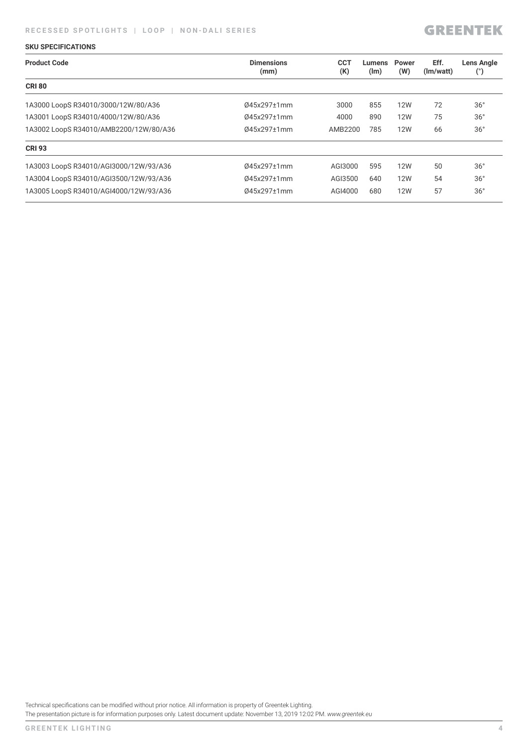## SKU SPECIFICATIONS

| Product Code | Dimensions (mm) | CCT (K) | Lumens (lm) | Power (W) | Eff. (lm/watt) | Lens Angle (°) |
|---|---|---|---|---|---|---|
| **CRI 80** | | | | | | |
| 1A3000 LoopS R34010/3000/12W/80/A36 | Ø45x297±1mm | 3000 | 855 | 12W | 72 | 36° |
| 1A3001 LoopS R34010/4000/12W/80/A36 | Ø45x297±1mm | 4000 | 890 | 12W | 75 | 36° |
| 1A3002 LoopS R34010/AMB2200/12W/80/A36 | Ø45x297±1mm | AMB2200 | 785 | 12W | 66 | 36° |
| **CRI 93** | | | | | | |
| 1A3003 LoopS R34010/AGI3000/12W/93/A36 | Ø45x297±1mm | AGI3000 | 595 | 12W | 50 | 36° |
| 1A3004 LoopS R34010/AGI3500/12W/93/A36 | Ø45x297±1mm | AGI3500 | 640 | 12W | 54 | 36° |
| 1A3005 LoopS R34010/AGI4000/12W/93/A36 | Ø45x297±1mm | AGI4000 | 680 | 12W | 57 | 36° |

Technical specifications can be modified without prior notice. All information is property of Greentek Lighting.
The presentation picture is for information purposes only. Latest document update: November 13, 2019 12:02 PM. *www.greentek.eu*